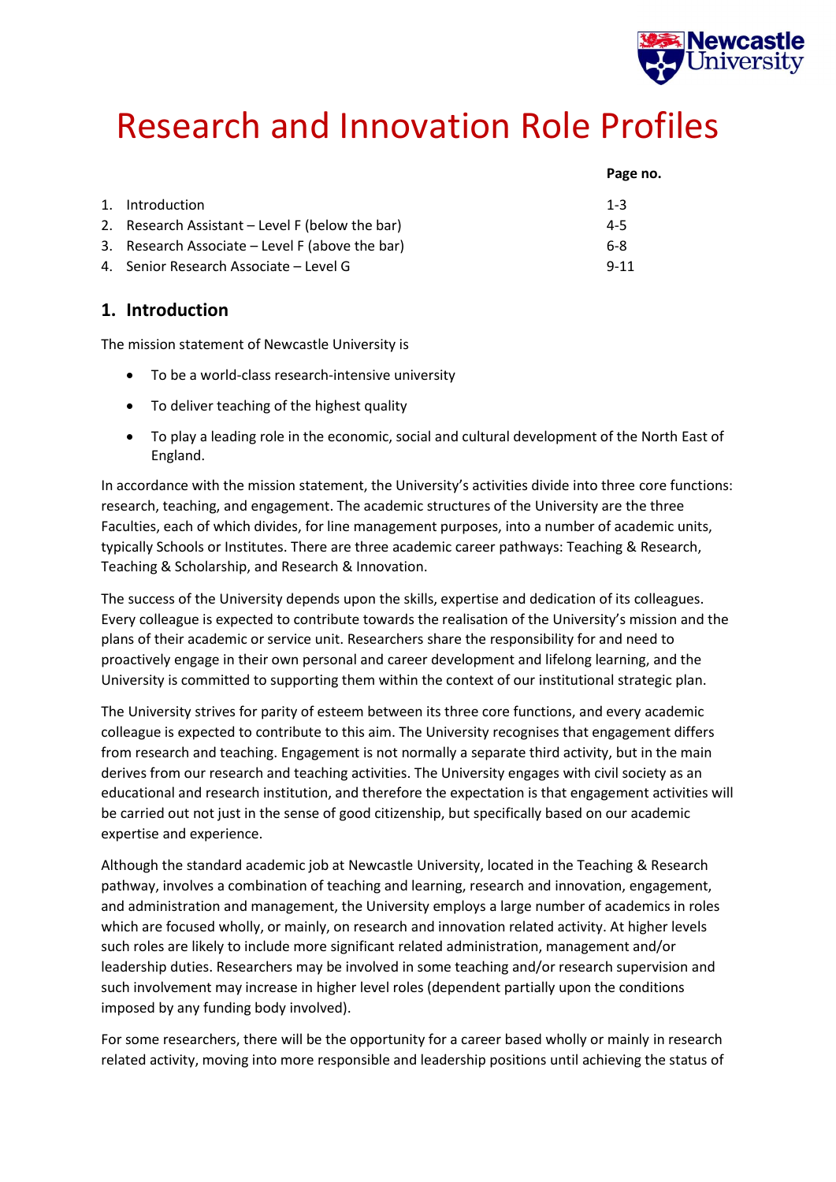# Research and Innovation Role Profiles

| | | Page no. |
|---|---|---|
| 1. | Introduction | 1-3 |
| 2. | Research Assistant – Level F (below the bar) | 4-5 |
| 3. | Research Associate – Level F (above the bar) | 6-8 |
| 4. | Senior Research Associate – Level G | 9-11 |

## 1. Introduction

The mission statement of Newcastle University is

- To be a world-class research-intensive university
- To deliver teaching of the highest quality
- To play a leading role in the economic, social and cultural development of the North East of England.

In accordance with the mission statement, the University's activities divide into three core functions: research, teaching, and engagement. The academic structures of the University are the three Faculties, each of which divides, for line management purposes, into a number of academic units, typically Schools or Institutes. There are three academic career pathways: Teaching & Research, Teaching & Scholarship, and Research & Innovation.

The success of the University depends upon the skills, expertise and dedication of its colleagues. Every colleague is expected to contribute towards the realisation of the University's mission and the plans of their academic or service unit. Researchers share the responsibility for and need to proactively engage in their own personal and career development and lifelong learning, and the University is committed to supporting them within the context of our institutional strategic plan.

The University strives for parity of esteem between its three core functions, and every academic colleague is expected to contribute to this aim. The University recognises that engagement differs from research and teaching. Engagement is not normally a separate third activity, but in the main derives from our research and teaching activities. The University engages with civil society as an educational and research institution, and therefore the expectation is that engagement activities will be carried out not just in the sense of good citizenship, but specifically based on our academic expertise and experience.

Although the standard academic job at Newcastle University, located in the Teaching & Research pathway, involves a combination of teaching and learning, research and innovation, engagement, and administration and management, the University employs a large number of academics in roles which are focused wholly, or mainly, on research and innovation related activity. At higher levels such roles are likely to include more significant related administration, management and/or leadership duties. Researchers may be involved in some teaching and/or research supervision and such involvement may increase in higher level roles (dependent partially upon the conditions imposed by any funding body involved).

For some researchers, there will be the opportunity for a career based wholly or mainly in research related activity, moving into more responsible and leadership positions until achieving the status of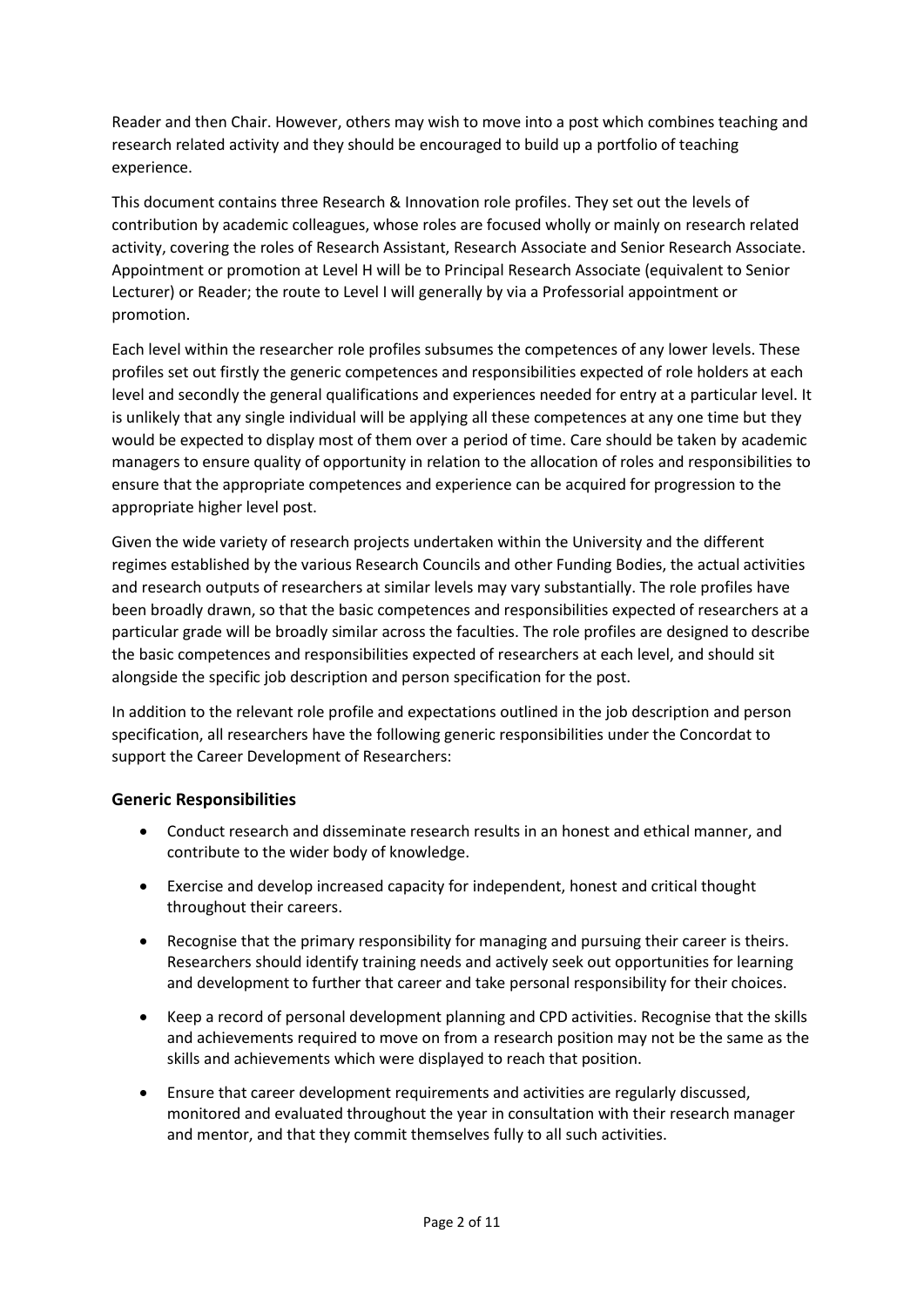Reader and then Chair. However, others may wish to move into a post which combines teaching and research related activity and they should be encouraged to build up a portfolio of teaching experience.

This document contains three Research & Innovation role profiles. They set out the levels of contribution by academic colleagues, whose roles are focused wholly or mainly on research related activity, covering the roles of Research Assistant, Research Associate and Senior Research Associate. Appointment or promotion at Level H will be to Principal Research Associate (equivalent to Senior Lecturer) or Reader; the route to Level I will generally by via a Professorial appointment or promotion.

Each level within the researcher role profiles subsumes the competences of any lower levels. These profiles set out firstly the generic competences and responsibilities expected of role holders at each level and secondly the general qualifications and experiences needed for entry at a particular level. It is unlikely that any single individual will be applying all these competences at any one time but they would be expected to display most of them over a period of time. Care should be taken by academic managers to ensure quality of opportunity in relation to the allocation of roles and responsibilities to ensure that the appropriate competences and experience can be acquired for progression to the appropriate higher level post.

Given the wide variety of research projects undertaken within the University and the different regimes established by the various Research Councils and other Funding Bodies, the actual activities and research outputs of researchers at similar levels may vary substantially. The role profiles have been broadly drawn, so that the basic competences and responsibilities expected of researchers at a particular grade will be broadly similar across the faculties. The role profiles are designed to describe the basic competences and responsibilities expected of researchers at each level, and should sit alongside the specific job description and person specification for the post.

In addition to the relevant role profile and expectations outlined in the job description and person specification, all researchers have the following generic responsibilities under the Concordat to support the Career Development of Researchers:

### Generic Responsibilities

- Conduct research and disseminate research results in an honest and ethical manner, and contribute to the wider body of knowledge.
- Exercise and develop increased capacity for independent, honest and critical thought throughout their careers.
- Recognise that the primary responsibility for managing and pursuing their career is theirs. Researchers should identify training needs and actively seek out opportunities for learning and development to further that career and take personal responsibility for their choices.
- Keep a record of personal development planning and CPD activities. Recognise that the skills and achievements required to move on from a research position may not be the same as the skills and achievements which were displayed to reach that position.
- Ensure that career development requirements and activities are regularly discussed, monitored and evaluated throughout the year in consultation with their research manager and mentor, and that they commit themselves fully to all such activities.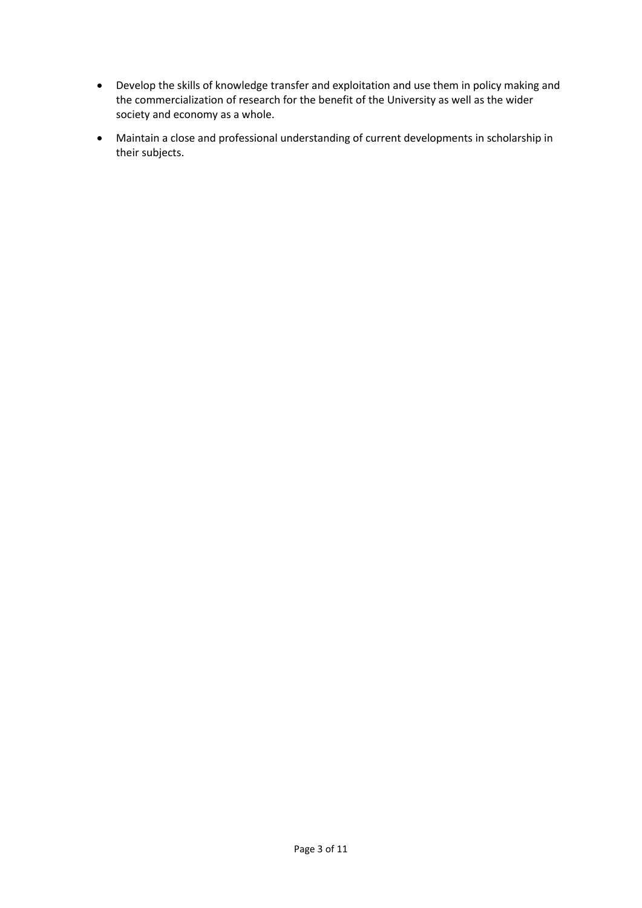- Develop the skills of knowledge transfer and exploitation and use them in policy making and the commercialization of research for the benefit of the University as well as the wider society and economy as a whole.
- Maintain a close and professional understanding of current developments in scholarship in their subjects.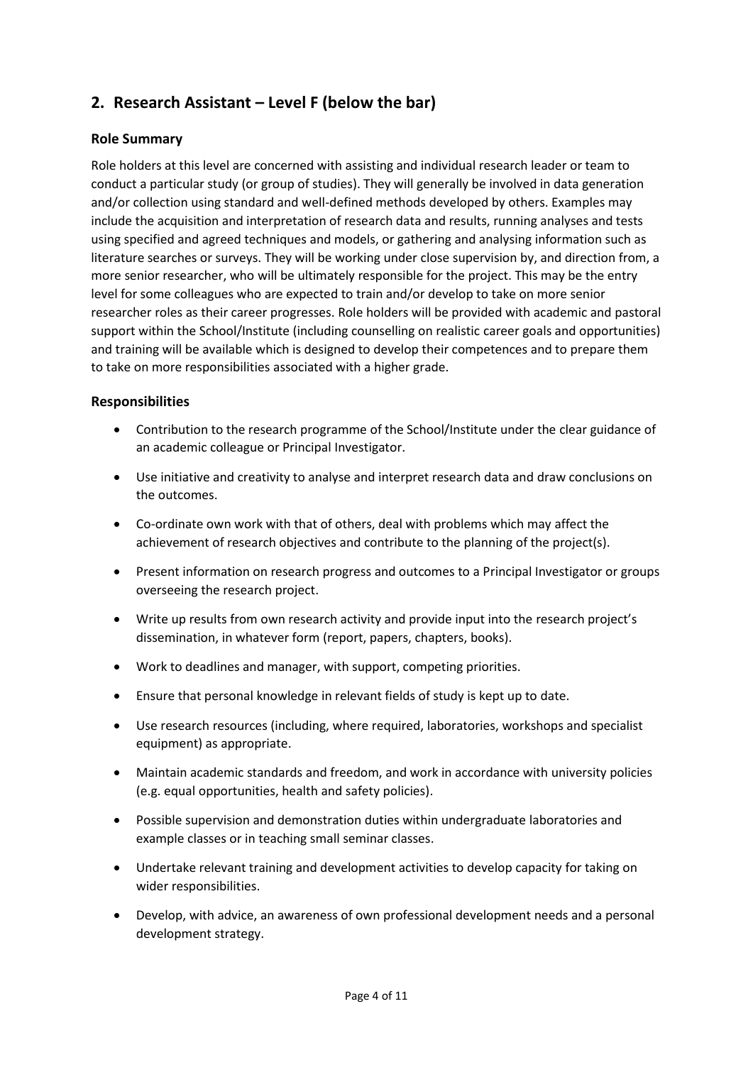## 2. Research Assistant – Level F (below the bar)

### Role Summary

Role holders at this level are concerned with assisting and individual research leader or team to conduct a particular study (or group of studies). They will generally be involved in data generation and/or collection using standard and well-defined methods developed by others. Examples may include the acquisition and interpretation of research data and results, running analyses and tests using specified and agreed techniques and models, or gathering and analysing information such as literature searches or surveys. They will be working under close supervision by, and direction from, a more senior researcher, who will be ultimately responsible for the project. This may be the entry level for some colleagues who are expected to train and/or develop to take on more senior researcher roles as their career progresses. Role holders will be provided with academic and pastoral support within the School/Institute (including counselling on realistic career goals and opportunities) and training will be available which is designed to develop their competences and to prepare them to take on more responsibilities associated with a higher grade.

### Responsibilities

- Contribution to the research programme of the School/Institute under the clear guidance of an academic colleague or Principal Investigator.
- Use initiative and creativity to analyse and interpret research data and draw conclusions on the outcomes.
- Co-ordinate own work with that of others, deal with problems which may affect the achievement of research objectives and contribute to the planning of the project(s).
- Present information on research progress and outcomes to a Principal Investigator or groups overseeing the research project.
- Write up results from own research activity and provide input into the research project's dissemination, in whatever form (report, papers, chapters, books).
- Work to deadlines and manager, with support, competing priorities.
- Ensure that personal knowledge in relevant fields of study is kept up to date.
- Use research resources (including, where required, laboratories, workshops and specialist equipment) as appropriate.
- Maintain academic standards and freedom, and work in accordance with university policies (e.g. equal opportunities, health and safety policies).
- Possible supervision and demonstration duties within undergraduate laboratories and example classes or in teaching small seminar classes.
- Undertake relevant training and development activities to develop capacity for taking on wider responsibilities.
- Develop, with advice, an awareness of own professional development needs and a personal development strategy.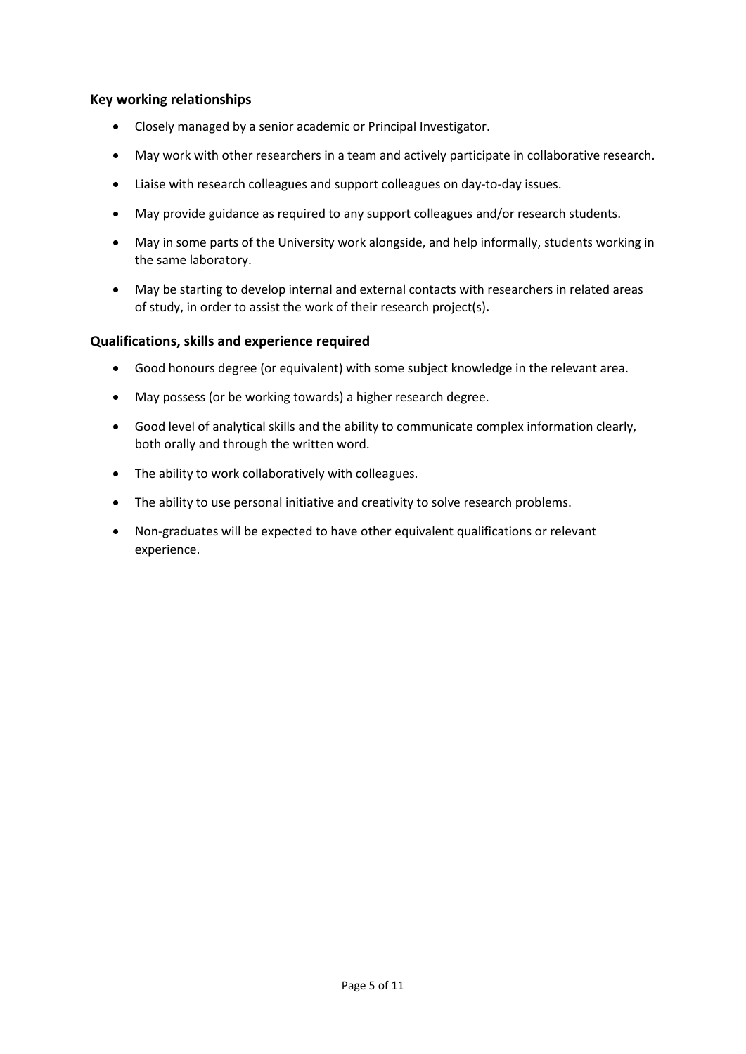### Key working relationships

- Closely managed by a senior academic or Principal Investigator.
- May work with other researchers in a team and actively participate in collaborative research.
- Liaise with research colleagues and support colleagues on day-to-day issues.
- May provide guidance as required to any support colleagues and/or research students.
- May in some parts of the University work alongside, and help informally, students working in the same laboratory.
- May be starting to develop internal and external contacts with researchers in related areas of study, in order to assist the work of their research project(s).

### Qualifications, skills and experience required

- Good honours degree (or equivalent) with some subject knowledge in the relevant area.
- May possess (or be working towards) a higher research degree.
- Good level of analytical skills and the ability to communicate complex information clearly, both orally and through the written word.
- The ability to work collaboratively with colleagues.
- The ability to use personal initiative and creativity to solve research problems.
- Non-graduates will be expected to have other equivalent qualifications or relevant experience.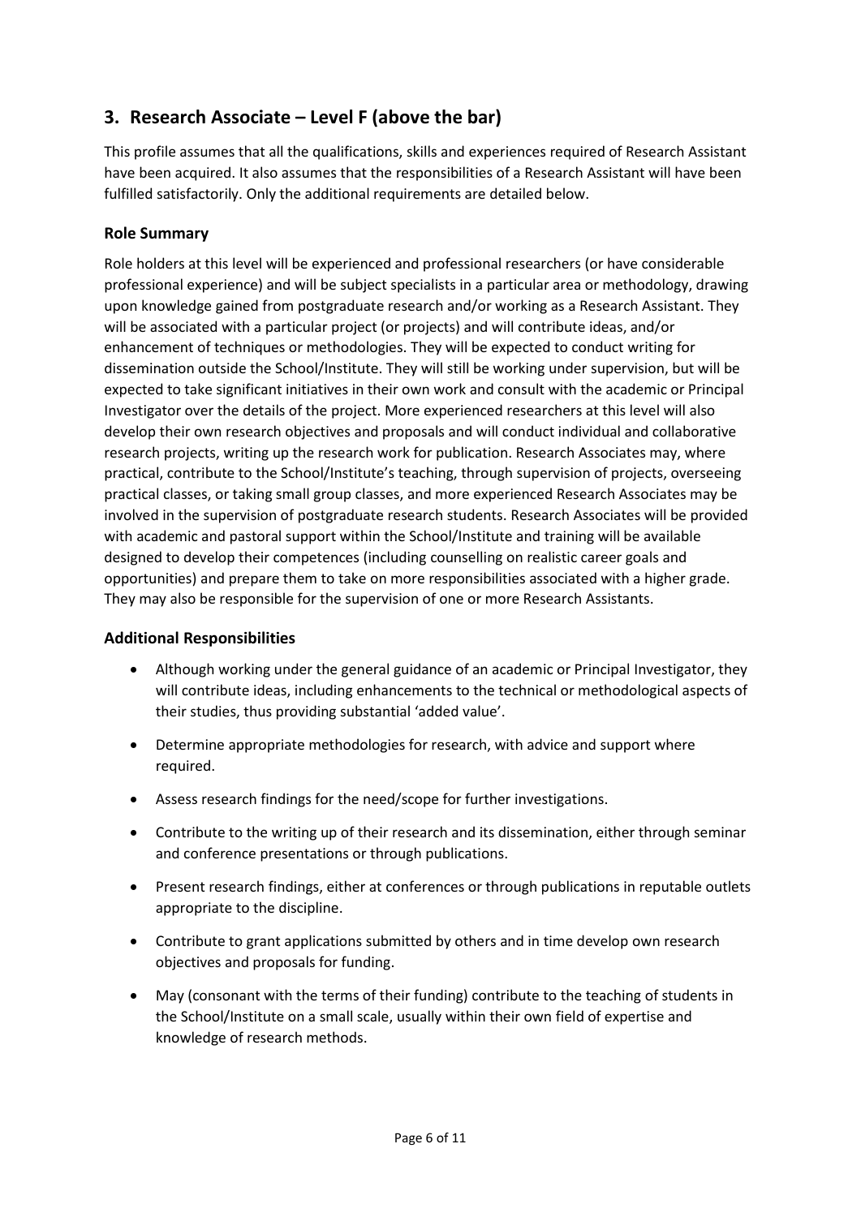## 3. Research Associate – Level F (above the bar)

This profile assumes that all the qualifications, skills and experiences required of Research Assistant have been acquired. It also assumes that the responsibilities of a Research Assistant will have been fulfilled satisfactorily. Only the additional requirements are detailed below.

### Role Summary

Role holders at this level will be experienced and professional researchers (or have considerable professional experience) and will be subject specialists in a particular area or methodology, drawing upon knowledge gained from postgraduate research and/or working as a Research Assistant. They will be associated with a particular project (or projects) and will contribute ideas, and/or enhancement of techniques or methodologies. They will be expected to conduct writing for dissemination outside the School/Institute. They will still be working under supervision, but will be expected to take significant initiatives in their own work and consult with the academic or Principal Investigator over the details of the project. More experienced researchers at this level will also develop their own research objectives and proposals and will conduct individual and collaborative research projects, writing up the research work for publication. Research Associates may, where practical, contribute to the School/Institute's teaching, through supervision of projects, overseeing practical classes, or taking small group classes, and more experienced Research Associates may be involved in the supervision of postgraduate research students. Research Associates will be provided with academic and pastoral support within the School/Institute and training will be available designed to develop their competences (including counselling on realistic career goals and opportunities) and prepare them to take on more responsibilities associated with a higher grade. They may also be responsible for the supervision of one or more Research Assistants.

### Additional Responsibilities

- Although working under the general guidance of an academic or Principal Investigator, they will contribute ideas, including enhancements to the technical or methodological aspects of their studies, thus providing substantial 'added value'.
- Determine appropriate methodologies for research, with advice and support where required.
- Assess research findings for the need/scope for further investigations.
- Contribute to the writing up of their research and its dissemination, either through seminar and conference presentations or through publications.
- Present research findings, either at conferences or through publications in reputable outlets appropriate to the discipline.
- Contribute to grant applications submitted by others and in time develop own research objectives and proposals for funding.
- May (consonant with the terms of their funding) contribute to the teaching of students in the School/Institute on a small scale, usually within their own field of expertise and knowledge of research methods.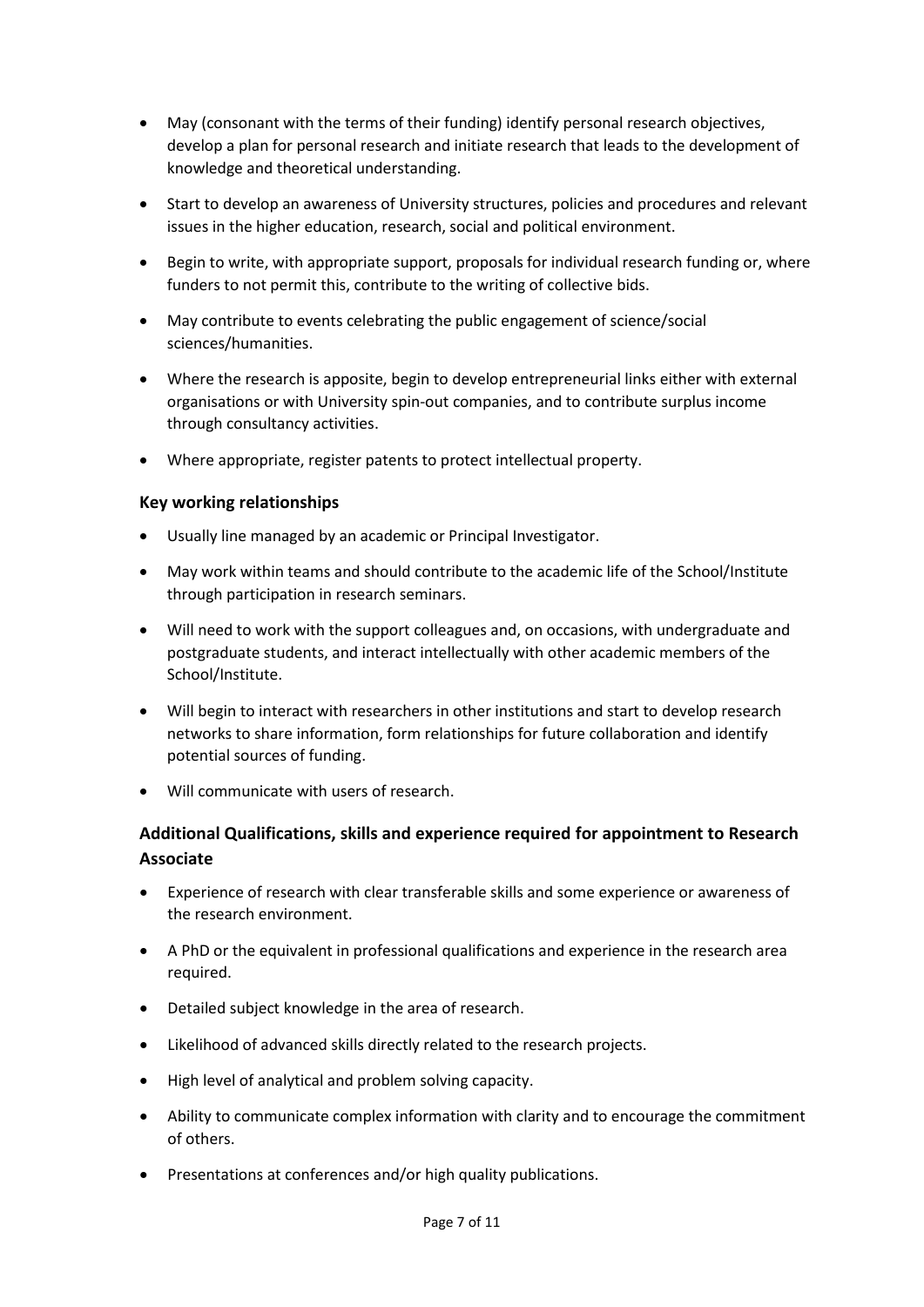- May (consonant with the terms of their funding) identify personal research objectives, develop a plan for personal research and initiate research that leads to the development of knowledge and theoretical understanding.
- Start to develop an awareness of University structures, policies and procedures and relevant issues in the higher education, research, social and political environment.
- Begin to write, with appropriate support, proposals for individual research funding or, where funders to not permit this, contribute to the writing of collective bids.
- May contribute to events celebrating the public engagement of science/social sciences/humanities.
- Where the research is apposite, begin to develop entrepreneurial links either with external organisations or with University spin-out companies, and to contribute surplus income through consultancy activities.
- Where appropriate, register patents to protect intellectual property.

### Key working relationships

- Usually line managed by an academic or Principal Investigator.
- May work within teams and should contribute to the academic life of the School/Institute through participation in research seminars.
- Will need to work with the support colleagues and, on occasions, with undergraduate and postgraduate students, and interact intellectually with other academic members of the School/Institute.
- Will begin to interact with researchers in other institutions and start to develop research networks to share information, form relationships for future collaboration and identify potential sources of funding.
- Will communicate with users of research.

### Additional Qualifications, skills and experience required for appointment to Research Associate

- Experience of research with clear transferable skills and some experience or awareness of the research environment.
- A PhD or the equivalent in professional qualifications and experience in the research area required.
- Detailed subject knowledge in the area of research.
- Likelihood of advanced skills directly related to the research projects.
- High level of analytical and problem solving capacity.
- Ability to communicate complex information with clarity and to encourage the commitment of others.
- Presentations at conferences and/or high quality publications.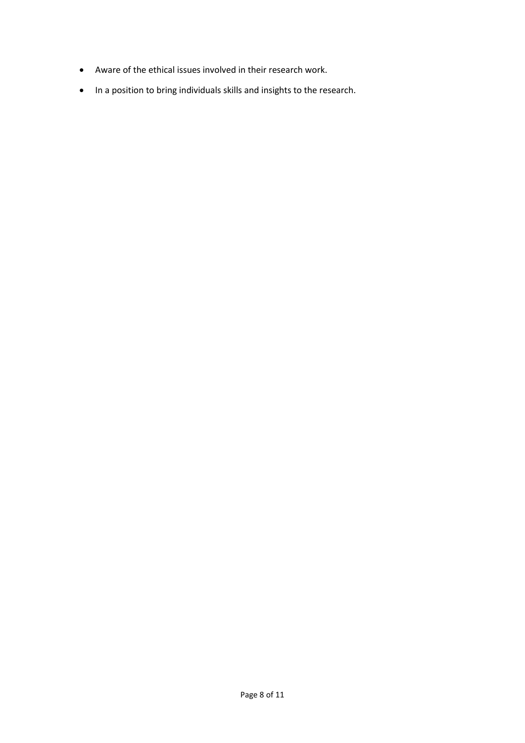- Aware of the ethical issues involved in their research work.
- In a position to bring individuals skills and insights to the research.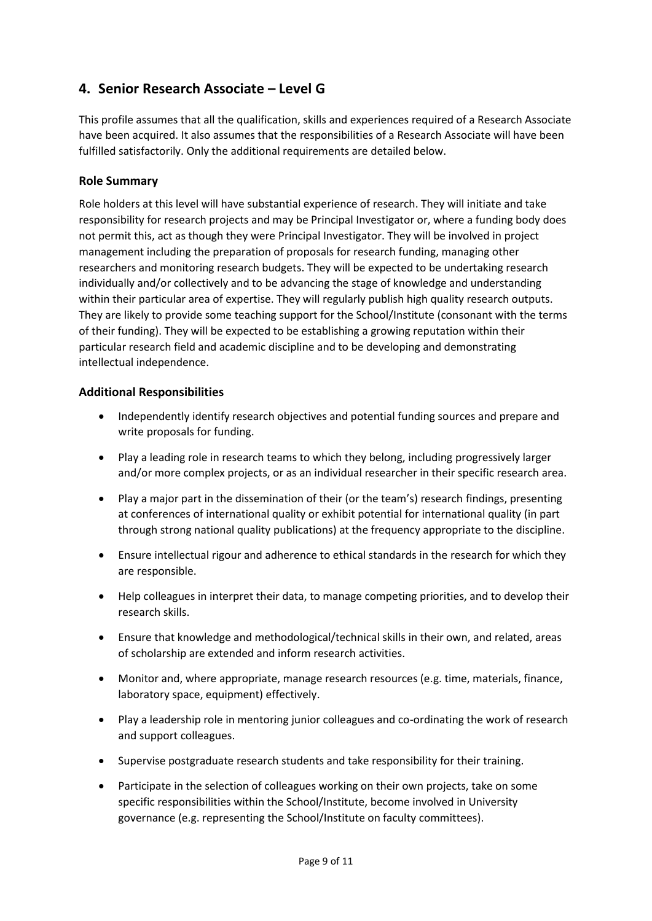## 4. Senior Research Associate – Level G

This profile assumes that all the qualification, skills and experiences required of a Research Associate have been acquired. It also assumes that the responsibilities of a Research Associate will have been fulfilled satisfactorily. Only the additional requirements are detailed below.

### Role Summary

Role holders at this level will have substantial experience of research. They will initiate and take responsibility for research projects and may be Principal Investigator or, where a funding body does not permit this, act as though they were Principal Investigator. They will be involved in project management including the preparation of proposals for research funding, managing other researchers and monitoring research budgets. They will be expected to be undertaking research individually and/or collectively and to be advancing the stage of knowledge and understanding within their particular area of expertise. They will regularly publish high quality research outputs. They are likely to provide some teaching support for the School/Institute (consonant with the terms of their funding). They will be expected to be establishing a growing reputation within their particular research field and academic discipline and to be developing and demonstrating intellectual independence.

### Additional Responsibilities

- Independently identify research objectives and potential funding sources and prepare and write proposals for funding.
- Play a leading role in research teams to which they belong, including progressively larger and/or more complex projects, or as an individual researcher in their specific research area.
- Play a major part in the dissemination of their (or the team's) research findings, presenting at conferences of international quality or exhibit potential for international quality (in part through strong national quality publications) at the frequency appropriate to the discipline.
- Ensure intellectual rigour and adherence to ethical standards in the research for which they are responsible.
- Help colleagues in interpret their data, to manage competing priorities, and to develop their research skills.
- Ensure that knowledge and methodological/technical skills in their own, and related, areas of scholarship are extended and inform research activities.
- Monitor and, where appropriate, manage research resources (e.g. time, materials, finance, laboratory space, equipment) effectively.
- Play a leadership role in mentoring junior colleagues and co-ordinating the work of research and support colleagues.
- Supervise postgraduate research students and take responsibility for their training.
- Participate in the selection of colleagues working on their own projects, take on some specific responsibilities within the School/Institute, become involved in University governance (e.g. representing the School/Institute on faculty committees).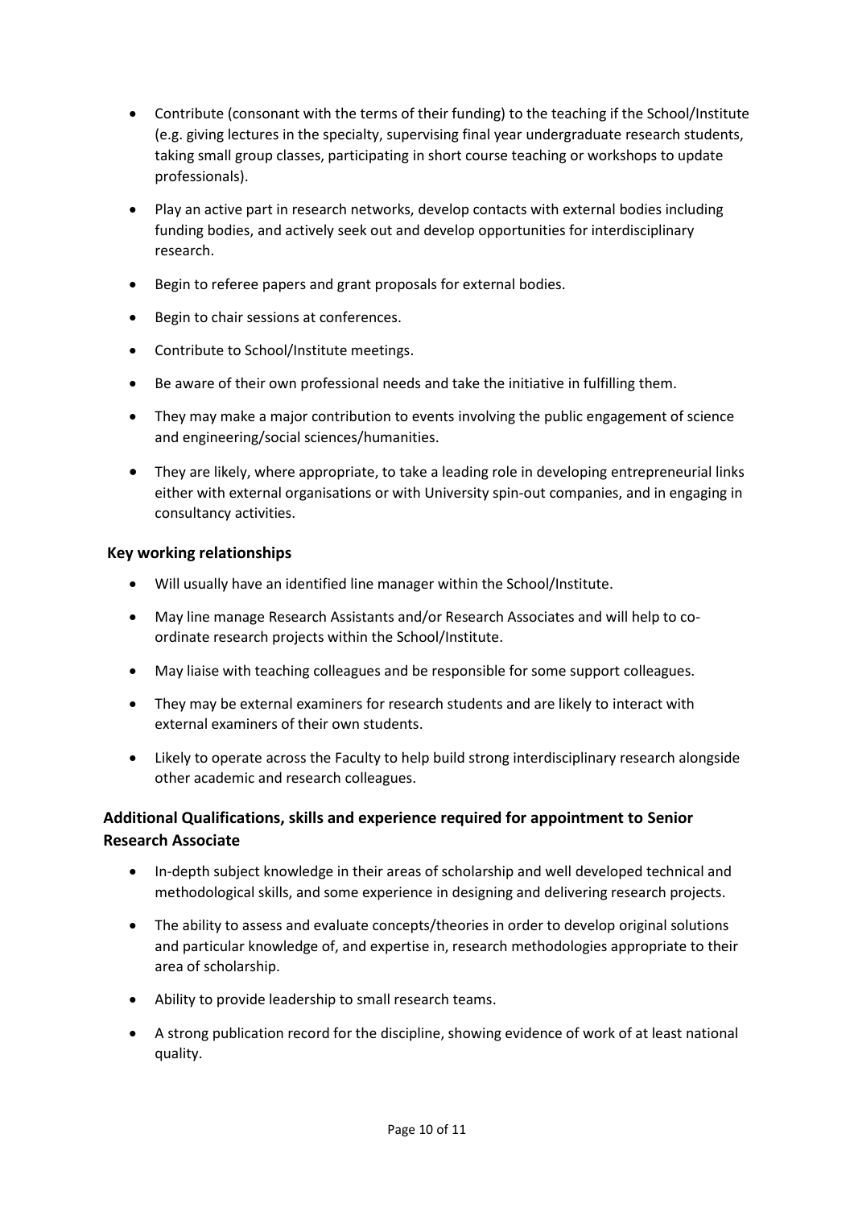- Contribute (consonant with the terms of their funding) to the teaching if the School/Institute (e.g. giving lectures in the specialty, supervising final year undergraduate research students, taking small group classes, participating in short course teaching or workshops to update professionals).
- Play an active part in research networks, develop contacts with external bodies including funding bodies, and actively seek out and develop opportunities for interdisciplinary research.
- Begin to referee papers and grant proposals for external bodies.
- Begin to chair sessions at conferences.
- Contribute to School/Institute meetings.
- Be aware of their own professional needs and take the initiative in fulfilling them.
- They may make a major contribution to events involving the public engagement of science and engineering/social sciences/humanities.
- They are likely, where appropriate, to take a leading role in developing entrepreneurial links either with external organisations or with University spin-out companies, and in engaging in consultancy activities.

**Key working relationships**

- Will usually have an identified line manager within the School/Institute.
- May line manage Research Assistants and/or Research Associates and will help to co-ordinate research projects within the School/Institute.
- May liaise with teaching colleagues and be responsible for some support colleagues.
- They may be external examiners for research students and are likely to interact with external examiners of their own students.
- Likely to operate across the Faculty to help build strong interdisciplinary research alongside other academic and research colleagues.

**Additional Qualifications, skills and experience required for appointment to Senior Research Associate**

- In-depth subject knowledge in their areas of scholarship and well developed technical and methodological skills, and some experience in designing and delivering research projects.
- The ability to assess and evaluate concepts/theories in order to develop original solutions and particular knowledge of, and expertise in, research methodologies appropriate to their area of scholarship.
- Ability to provide leadership to small research teams.
- A strong publication record for the discipline, showing evidence of work of at least national quality.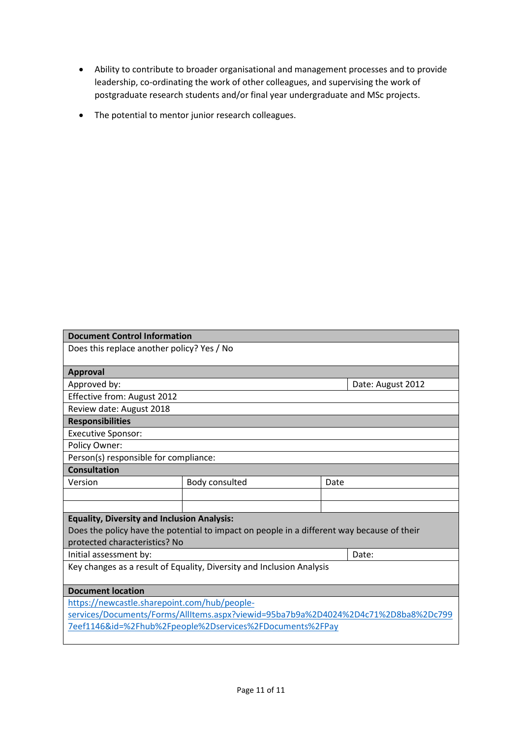- Ability to contribute to broader organisational and management processes and to provide leadership, co-ordinating the work of other colleagues, and supervising the work of postgraduate research students and/or final year undergraduate and MSc projects.

- The potential to mentor junior research colleagues.

| | | |
|---|---|---|
| **Document Control Information** | | |
| Does this replace another policy? Yes / No | | |
| **Approval** | | |
| Approved by: | | Date: August 2012 |
| Effective from: August 2012 | | |
| Review date: August 2018 | | |
| **Responsibilities** | | |
| Executive Sponsor: | | |
| Policy Owner: | | |
| Person(s) responsible for compliance: | | |
| **Consultation** | | |
| Version | Body consulted | Date |
| | | |
| | | |
| **Equality, Diversity and Inclusion Analysis:** Does the policy have the potential to impact on people in a different way because of their protected characteristics? No | | |
| Initial assessment by: | | Date: |
| Key changes as a result of Equality, Diversity and Inclusion Analysis | | |
| **Document location** | | |
| https://newcastle.sharepoint.com/hub/people-services/Documents/Forms/AllItems.aspx?viewid=95ba7b9a%2D4024%2D4c71%2D8ba8%2Dc7997eef1146&id=%2Fhub%2Fpeople%2Dservices%2FDocuments%2FPay | | |